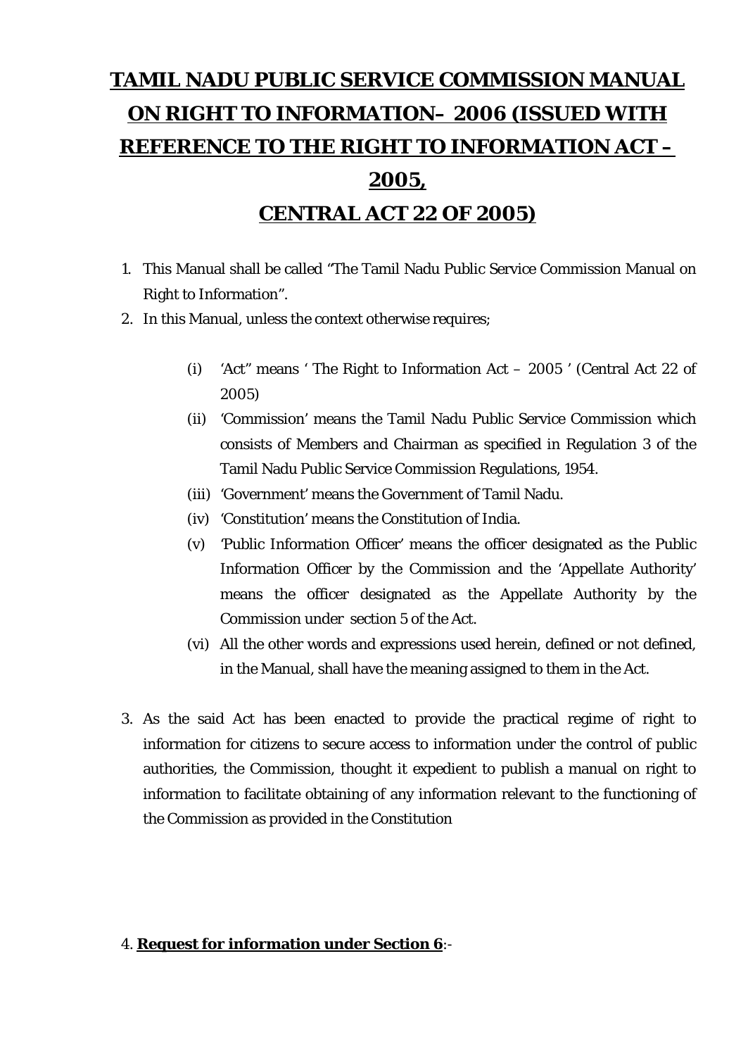# TAMIL NADU PUBLIC SERVICE COMMISSION MANUAL ON RIGHT TO INFORMATION– 2006 (ISSUED WITH REFERENCE TO THE RIGHT TO INFORMATION ACT – 2005, CENTRAL ACT 22 OF 2005)

1. This Manual shall be called "The Tamil Nadu Public Service Commission Manual on Right to Information".
2. In this Manual, unless the context otherwise requires;

   (i) 'Act" means ' The Right to Information Act – 2005 ' (Central Act 22 of 2005)

   (ii) 'Commission' means the Tamil Nadu Public Service Commission which consists of Members and Chairman as specified in Regulation 3 of the Tamil Nadu Public Service Commission Regulations, 1954.

   (iii) 'Government' means the Government of Tamil Nadu.

   (iv) 'Constitution' means the Constitution of India.

   (v) 'Public Information Officer' means the officer designated as the Public Information Officer by the Commission and the 'Appellate Authority' means the officer designated as the Appellate Authority by the Commission under section 5 of the Act.

   (vi) All the other words and expressions used herein, defined or not defined, in the Manual, shall have the meaning assigned to them in the Act.

3. As the said Act has been enacted to provide the practical regime of right to information for citizens to secure access to information under the control of public authorities, the Commission, thought it expedient to publish a manual on right to information to facilitate obtaining of any information relevant to the functioning of the Commission as provided in the Constitution

4. **Request for information under Section 6**:-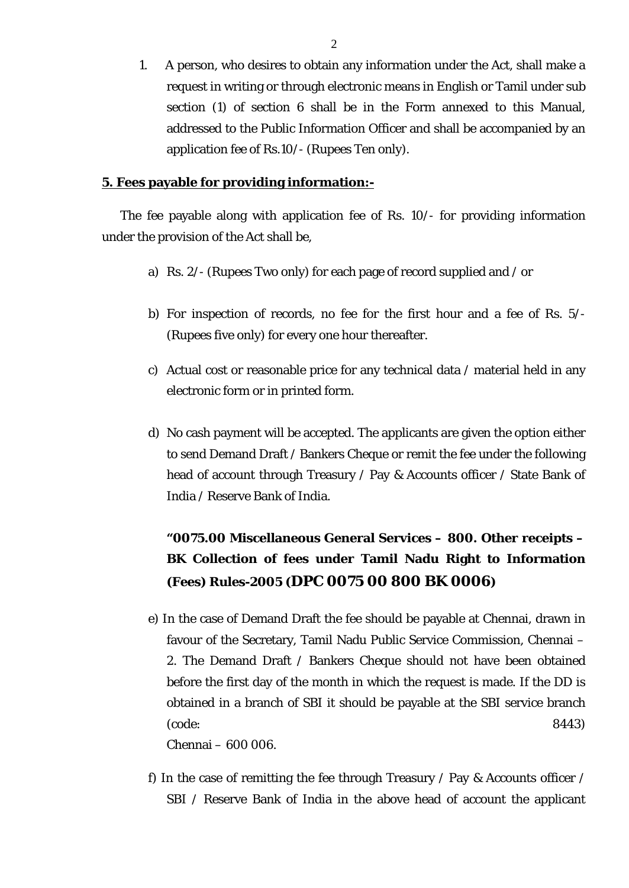1. A person, who desires to obtain any information under the Act, shall make a request in writing or through electronic means in English or Tamil under sub section (1) of section 6 shall be in the Form annexed to this Manual, addressed to the Public Information Officer and shall be accompanied by an application fee of Rs.10/- (Rupees Ten only).

**5. Fees payable for providing information:-**

The fee payable along with application fee of Rs. 10/- for providing information under the provision of the Act shall be,

a) Rs. 2/- (Rupees Two only) for each page of record supplied and / or

b) For inspection of records, no fee for the first hour and a fee of Rs. 5/- (Rupees five only) for every one hour thereafter.

c) Actual cost or reasonable price for any technical data / material held in any electronic form or in printed form.

d) No cash payment will be accepted. The applicants are given the option either to send Demand Draft / Bankers Cheque or remit the fee under the following head of account through Treasury / Pay & Accounts officer / State Bank of India / Reserve Bank of India.

**"0075.00 Miscellaneous General Services – 800. Other receipts – BK Collection of fees under Tamil Nadu Right to Information (Fees) Rules-2005 (DPC 0075 00 800 BK 0006)**

e) In the case of Demand Draft the fee should be payable at Chennai, drawn in favour of the Secretary, Tamil Nadu Public Service Commission, Chennai – 2. The Demand Draft / Bankers Cheque should not have been obtained before the first day of the month in which the request is made. If the DD is obtained in a branch of SBI it should be payable at the SBI service branch (code: 8443) Chennai – 600 006.

f) In the case of remitting the fee through Treasury / Pay & Accounts officer / SBI / Reserve Bank of India in the above head of account the applicant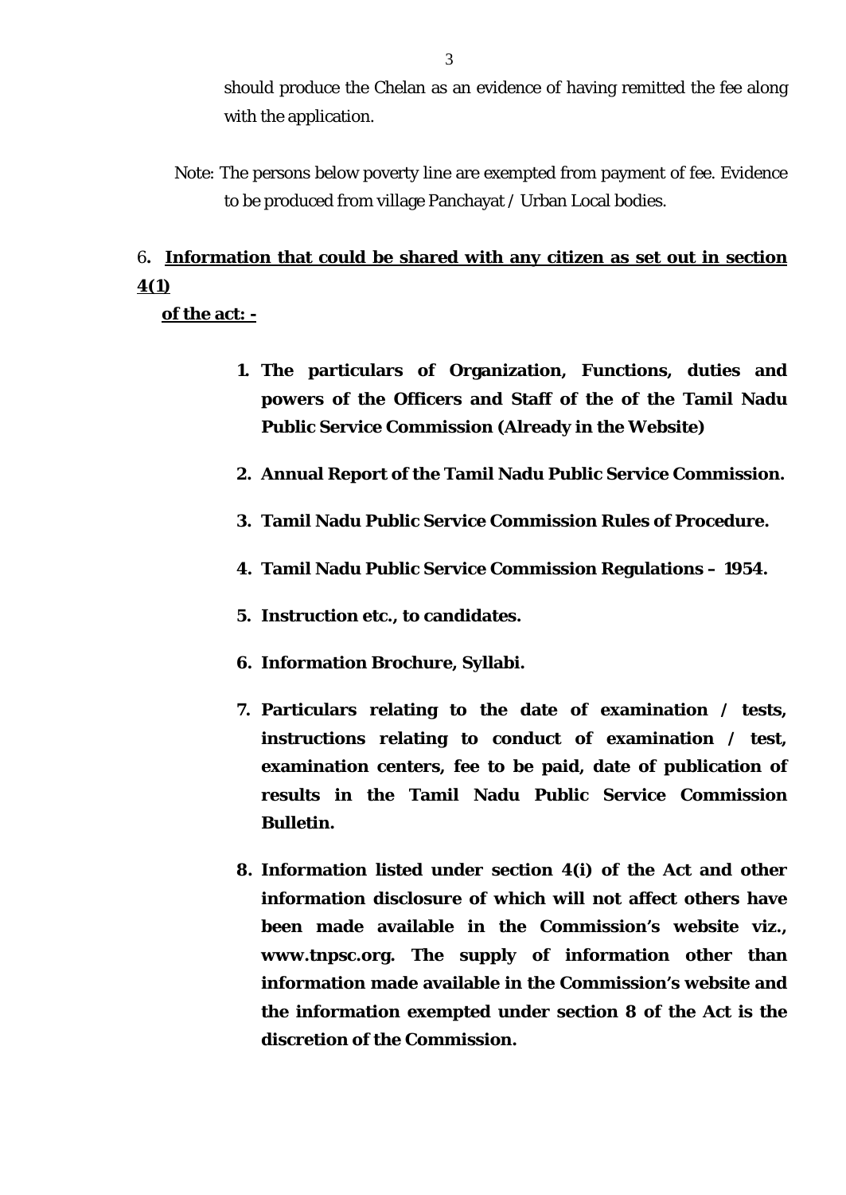should produce the Chelan as an evidence of having remitted the fee along with the application.

Note: The persons below poverty line are exempted from payment of fee. Evidence to be produced from village Panchayat / Urban Local bodies.

6**. <u>Information that could be shared with any citizen as set out in section 4(1) of the act: -</u>**

1. **The particulars of Organization, Functions, duties and powers of the Officers and Staff of the of the Tamil Nadu Public Service Commission (Already in the Website)**
2. **Annual Report of the Tamil Nadu Public Service Commission.**
3. **Tamil Nadu Public Service Commission Rules of Procedure.**
4. **Tamil Nadu Public Service Commission Regulations – 1954.**
5. **Instruction etc., to candidates.**
6. **Information Brochure, Syllabi.**
7. **Particulars relating to the date of examination / tests, instructions relating to conduct of examination / test, examination centers, fee to be paid, date of publication of results in the Tamil Nadu Public Service Commission Bulletin.**
8. **Information listed under section 4(i) of the Act and other information disclosure of which will not affect others have been made available in the Commission's website viz., www.tnpsc.org. The supply of information other than information made available in the Commission's website and the information exempted under section 8 of the Act is the discretion of the Commission.**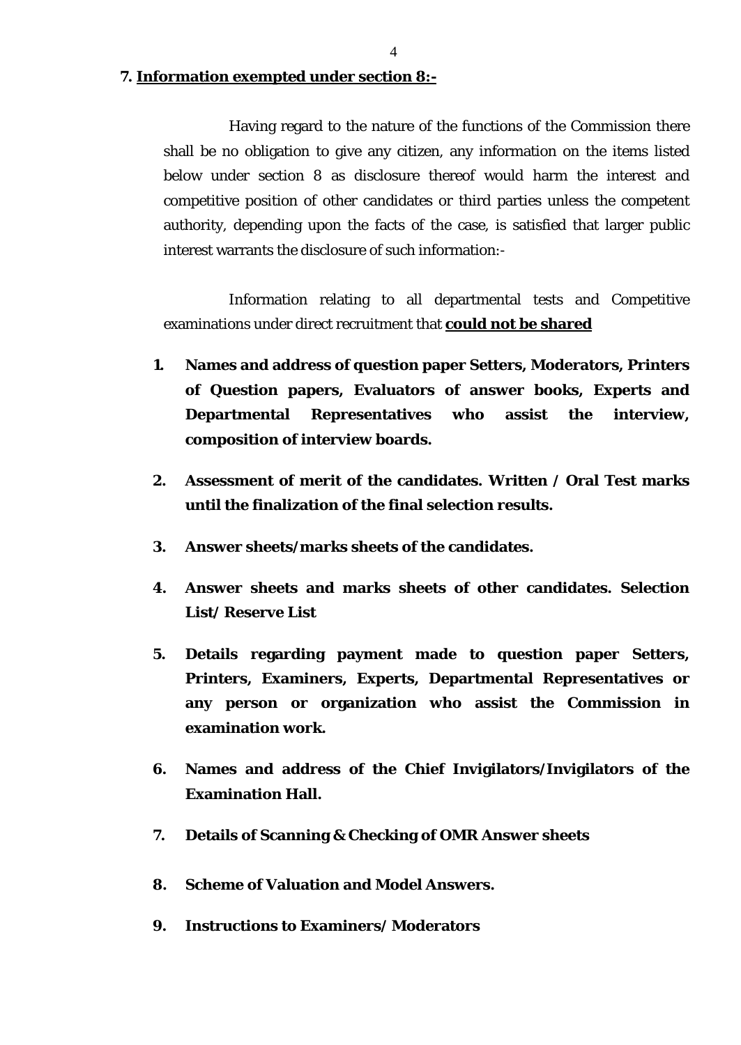**7. <u>Information exempted under section 8:-</u>**

Having regard to the nature of the functions of the Commission there shall be no obligation to give any citizen, any information on the items listed below under section 8 as disclosure thereof would harm the interest and competitive position of other candidates or third parties unless the competent authority, depending upon the facts of the case, is satisfied that larger public interest warrants the disclosure of such information:-

Information relating to all departmental tests and Competitive examinations under direct recruitment that **<u>could not be shared</u>**

1. **Names and address of question paper Setters, Moderators, Printers of Question papers, Evaluators of answer books, Experts and Departmental Representatives who assist the interview, composition of interview boards.**
2. **Assessment of merit of the candidates. Written / Oral Test marks until the finalization of the final selection results.**
3. **Answer sheets/marks sheets of the candidates.**
4. **Answer sheets and marks sheets of other candidates. Selection List/ Reserve List**
5. **Details regarding payment made to question paper Setters, Printers, Examiners, Experts, Departmental Representatives or any person or organization who assist the Commission in examination work.**
6. **Names and address of the Chief Invigilators/Invigilators of the Examination Hall.**
7. **Details of Scanning & Checking of OMR Answer sheets**
8. **Scheme of Valuation and Model Answers.**
9. **Instructions to Examiners/ Moderators**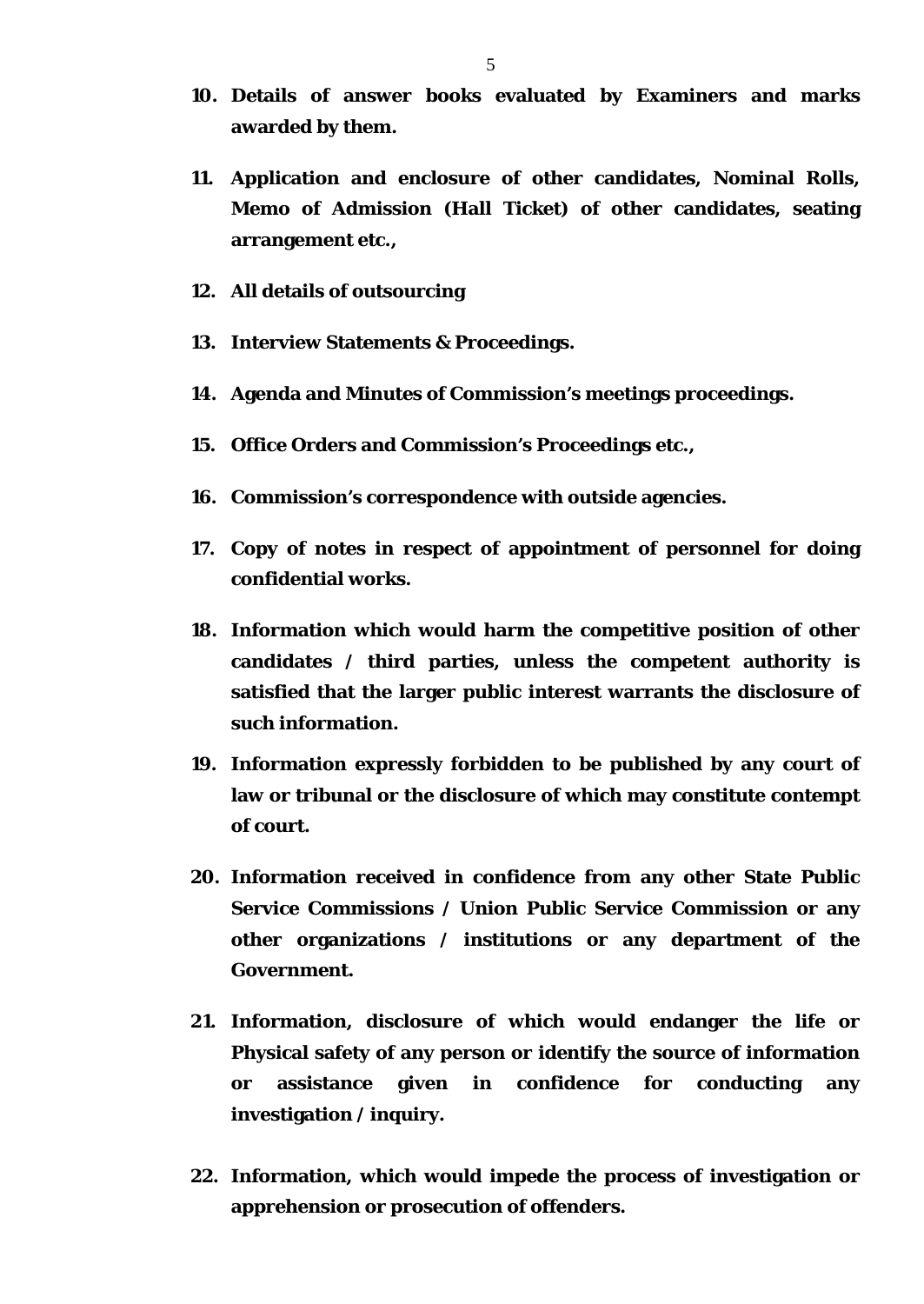10. **Details of answer books evaluated by Examiners and marks awarded by them.**

11. **Application and enclosure of other candidates, Nominal Rolls, Memo of Admission (Hall Ticket) of other candidates, seating arrangement etc.,**

12. **All details of outsourcing**

13. **Interview Statements & Proceedings.**

14. **Agenda and Minutes of Commission's meetings proceedings.**

15. **Office Orders and Commission's Proceedings etc.,**

16. **Commission's correspondence with outside agencies.**

17. **Copy of notes in respect of appointment of personnel for doing confidential works.**

18. **Information which would harm the competitive position of other candidates / third parties, unless the competent authority is satisfied that the larger public interest warrants the disclosure of such information.**

19. **Information expressly forbidden to be published by any court of law or tribunal or the disclosure of which may constitute contempt of court.**

20. **Information received in confidence from any other State Public Service Commissions / Union Public Service Commission or any other organizations / institutions or any department of the Government.**

21. **Information, disclosure of which would endanger the life or Physical safety of any person or identify the source of information or assistance given in confidence for conducting any investigation / inquiry.**

22. **Information, which would impede the process of investigation or apprehension or prosecution of offenders.**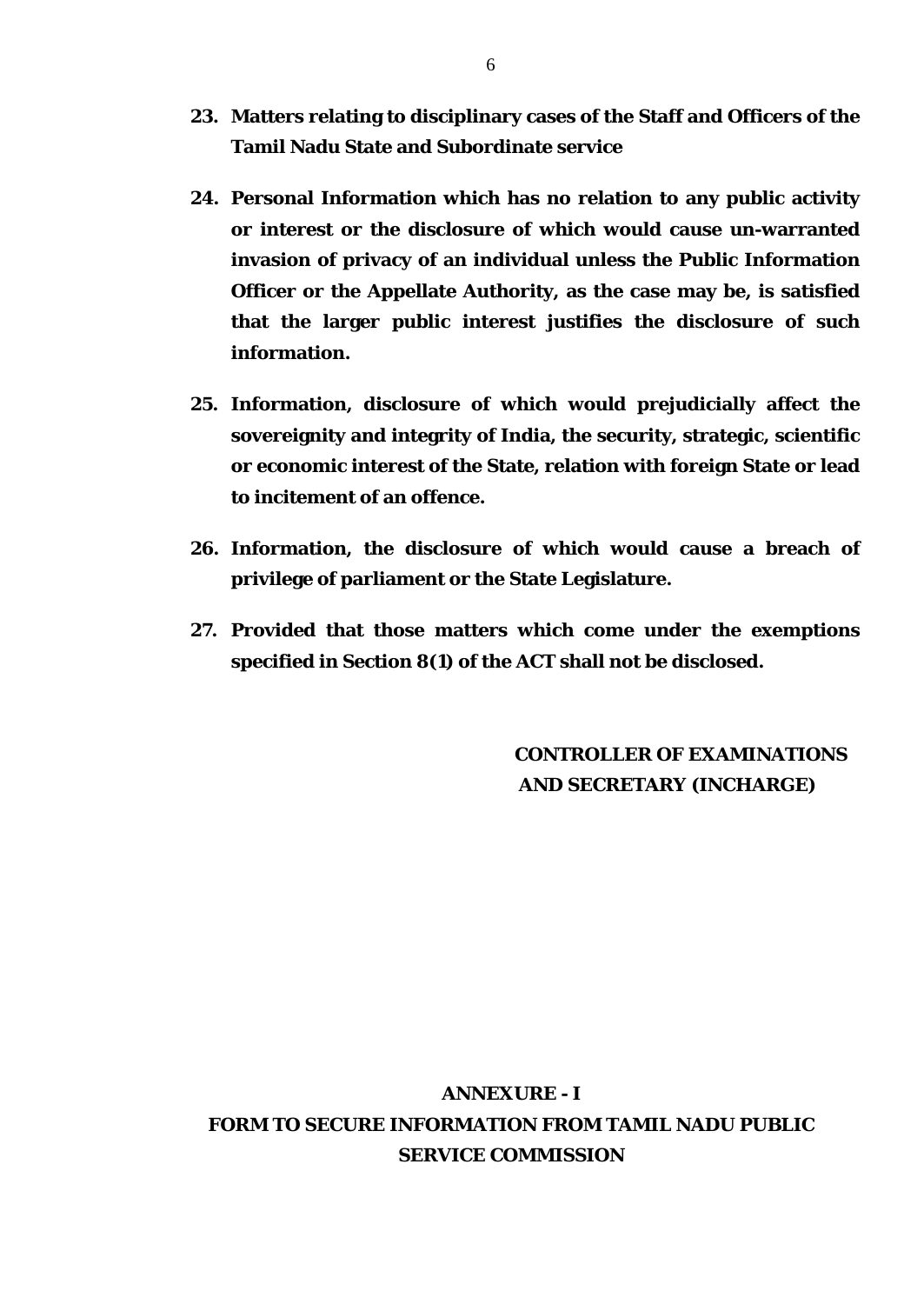23. **Matters relating to disciplinary cases of the Staff and Officers of the Tamil Nadu State and Subordinate service**

24. **Personal Information which has no relation to any public activity or interest or the disclosure of which would cause un-warranted invasion of privacy of an individual unless the Public Information Officer or the Appellate Authority, as the case may be, is satisfied that the larger public interest justifies the disclosure of such information.**

25. **Information, disclosure of which would prejudicially affect the sovereignity and integrity of India, the security, strategic, scientific or economic interest of the State, relation with foreign State or lead to incitement of an offence.**

26. **Information, the disclosure of which would cause a breach of privilege of parliament or the State Legislature.**

27. **Provided that those matters which come under the exemptions specified in Section 8(1) of the ACT shall not be disclosed.**

**CONTROLLER OF EXAMINATIONS AND SECRETARY (INCHARGE)**

## ANNEXURE - I

## FORM TO SECURE INFORMATION FROM TAMIL NADU PUBLIC SERVICE COMMISSION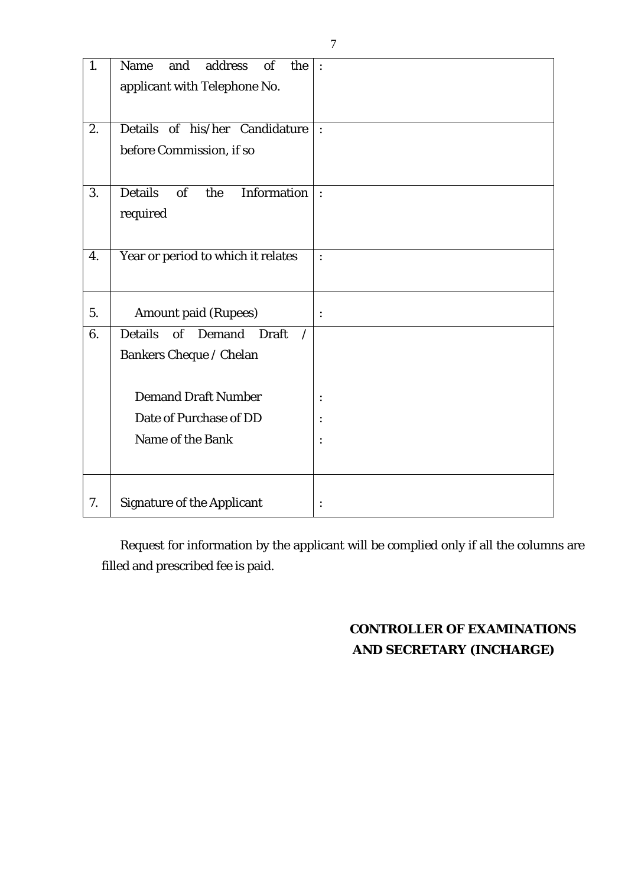| | | |
|---|---|---|
| 1. | Name and address of the applicant with Telephone No. | : |
| 2. | Details of his/her Candidature before Commission, if so | : |
| 3. | Details of the Information required | : |
| 4. | Year or period to which it relates | : |
| 5. | Amount paid (Rupees) | : |
| 6. | Details of Demand Draft / Bankers Cheque / Chelan<br><br>Demand Draft Number<br>Date of Purchase of DD<br>Name of the Bank | <br><br>:<br>:<br>: |
| 7. | Signature of the Applicant | : |

Request for information by the applicant will be complied only if all the columns are filled and prescribed fee is paid.

**CONTROLLER OF EXAMINATIONS AND SECRETARY (INCHARGE)**